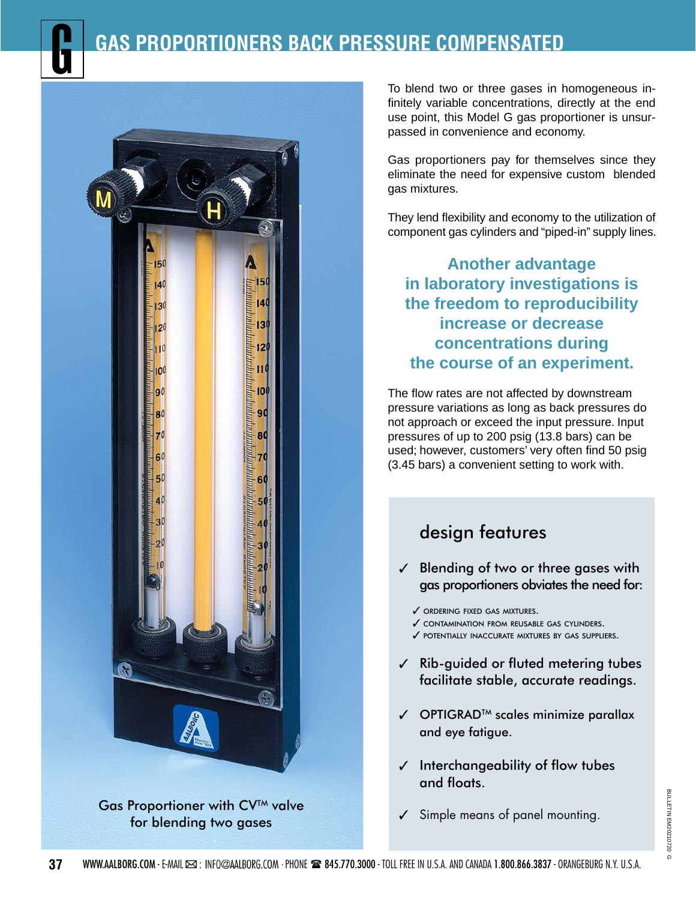# GAS PROPORTIONERS BACK PRESSURE COMPENSATED

Gas Proportioner with CV™ valve for blending two gases

To blend two or three gases in homogeneous infinitely variable concentrations, directly at the end use point, this Model G gas proportioner is unsurpassed in convenience and economy.

Gas proportioners pay for themselves since they eliminate the need for expensive custom blended gas mixtures.

They lend flexibility and economy to the utilization of component gas cylinders and "piped-in" supply lines.

**Another advantage in laboratory investigations is the freedom to reproducibility increase or decrease concentrations during the course of an experiment.**

The flow rates are not affected by downstream pressure variations as long as back pressures do not approach or exceed the input pressure. Input pressures of up to 200 psig (13.8 bars) can be used; however, customers' very often find 50 psig (3.45 bars) a convenient setting to work with.

## design features

- ✓ Blending of two or three gases with gas proportioners obviates the need for:
  - ✓ ORDERING FIXED GAS MIXTURES.
  - ✓ CONTAMINATION FROM REUSABLE GAS CYLINDERS.
  - ✓ POTENTIALLY INACCURATE MIXTURES BY GAS SUPPLIERS.
- ✓ Rib-guided or fluted metering tubes facilitate stable, accurate readings.
- ✓ OPTIGRAD™ scales minimize parallax and eye fatigue.
- ✓ Interchangeability of flow tubes and floats.
- ✓ Simple means of panel mounting.

WWW.AALBORG.COM - E-MAIL: INFO@AALBORG.COM · PHONE 845.770.3000 - TOLL FREE IN U.S.A. AND CANADA 1.800.866.3837 - ORANGEBURG N.Y. U.S.A.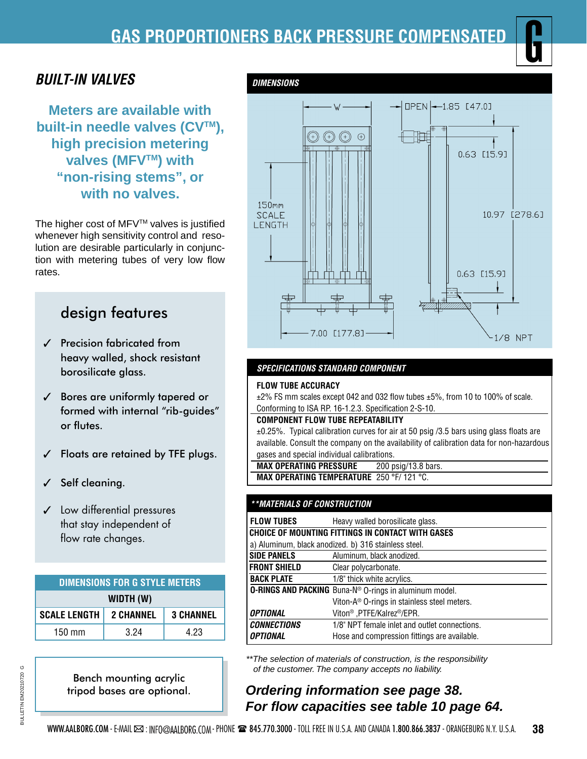# GAS PROPORTIONERS BACK PRESSURE COMPENSATED

## BUILT-IN VALVES

**Meters are available with built-in needle valves (CV™), high precision metering valves (MFV™) with "non-rising stems", or with no valves.**

The higher cost of MFV™ valves is justified whenever high sensitivity control and resolution are desirable particularly in conjunction with metering tubes of very low flow rates.

### design features

- ✓ Precision fabricated from heavy walled, shock resistant borosilicate glass.
- ✓ Bores are uniformly tapered or formed with internal "rib-guides" or flutes.
- ✓ Floats are retained by TFE plugs.
- ✓ Self cleaning.
- ✓ Low differential pressures that stay independent of flow rate changes.

| DIMENSIONS FOR G STYLE METERS | | |
|---|---|---|
| | WIDTH (W) | |
| SCALE LENGTH | 2 CHANNEL | 3 CHANNEL |
| 150 mm | 3.24 | 4.23 |

Bench mounting acrylic tripod bases are optional.

### DIMENSIONS

W
OPEN 1.85 [47.0]
0.63 [15.9]
150mm SCALE LENGTH
10.97 [278.6]
0.63 [15.9]
7.00 [177.8]
1/8 NPT

### SPECIFICATIONS STANDARD COMPONENT

**FLOW TUBE ACCURACY**
±2% FS mm scales except 042 and 032 flow tubes ±5%, from 10 to 100% of scale. Conforming to ISA RP. 16-1.2.3. Specification 2-S-10.

**COMPONENT FLOW TUBE REPEATABILITY**
±0.25%. Typical calibration curves for air at 50 psig /3.5 bars using glass floats are available. Consult the company on the availability of calibration data for non-hazardous gases and special individual calibrations.

**MAX OPERATING PRESSURE** 200 psig/13.8 bars.

**MAX OPERATING TEMPERATURE** 250 °F/ 121 °C.

### **MATERIALS OF CONSTRUCTION

| | |
|---|---|
| **FLOW TUBES** | Heavy walled borosilicate glass. |
| **CHOICE OF MOUNTING FITTINGS IN CONTACT WITH GASES** | |
| a) Aluminum, black anodized. b) 316 stainless steel. | |
| **SIDE PANELS** | Aluminum, black anodized. |
| **FRONT SHIELD** | Clear polycarbonate. |
| **BACK PLATE** | 1/8" thick white acrylics. |
| **O-RINGS AND PACKING** | Buna-N® O-rings in aluminum model. |
| | Viton-A® O-rings in stainless steel meters. |
| ***OPTIONAL*** | Viton® ,PTFE/Kalrez®/EPR. |
| ***CONNECTIONS*** | 1/8" NPT female inlet and outlet connections. |
| ***OPTIONAL*** | Hose and compression fittings are available. |

*\*\*The selection of materials of construction, is the responsibility of the customer. The company accepts no liability.*

***Ordering information see page 38.***
***For flow capacities see table 10 page 64.***

WWW.AALBORG.COM - E-MAIL: INFO@AALBORG.COM - PHONE 845.770.3000 - TOLL FREE IN U.S.A. AND CANADA 1.800.866.3837 - ORANGEBURG N.Y. U.S.A.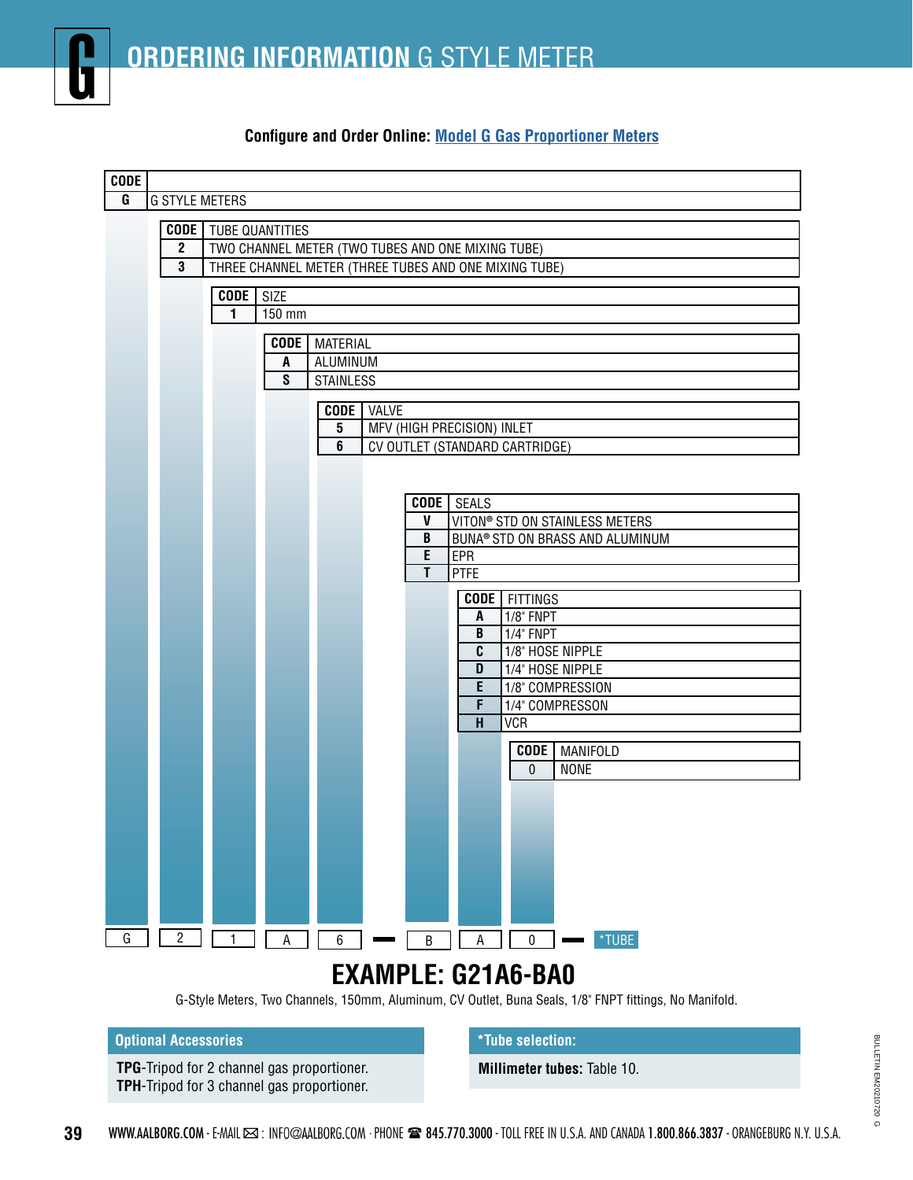# ORDERING INFORMATION G STYLE METER

**Configure and Order Online:** Model G Gas Proportioner Meters

| CODE | |
|---|---|
| G | G STYLE METERS |

| CODE | TUBE QUANTITIES |
|---|---|
| 2 | TWO CHANNEL METER (TWO TUBES AND ONE MIXING TUBE) |
| 3 | THREE CHANNEL METER (THREE TUBES AND ONE MIXING TUBE) |

| CODE | SIZE |
|---|---|
| 1 | 150 mm |

| CODE | MATERIAL |
|---|---|
| A | ALUMINUM |
| S | STAINLESS |

| CODE | VALVE |
|---|---|
| 5 | MFV (HIGH PRECISION) INLET |
| 6 | CV OUTLET (STANDARD CARTRIDGE) |

| CODE | SEALS |
|---|---|
| V | VITON® STD ON STAINLESS METERS |
| B | BUNA® STD ON BRASS AND ALUMINUM |
| E | EPR |
| T | PTFE |

| CODE | FITTINGS |
|---|---|
| A | 1/8" FNPT |
| B | 1/4" FNPT |
| C | 1/8" HOSE NIPPLE |
| D | 1/4" HOSE NIPPLE |
| E | 1/8" COMPRESSION |
| F | 1/4" COMPRESSON |
| H | VCR |

| CODE | MANIFOLD |
|---|---|
| 0 | NONE |

G 2 1 A 6 — B A 0 — *TUBE

## EXAMPLE: G21A6-BA0

G-Style Meters, Two Channels, 150mm, Aluminum, CV Outlet, Buna Seals, 1/8" FNPT fittings, No Manifold.

### Optional Accessories

**TPG**-Tripod for 2 channel gas proportioner.
**TPH**-Tripod for 3 channel gas proportioner.

### *Tube selection:

**Millimeter tubes:** Table 10.